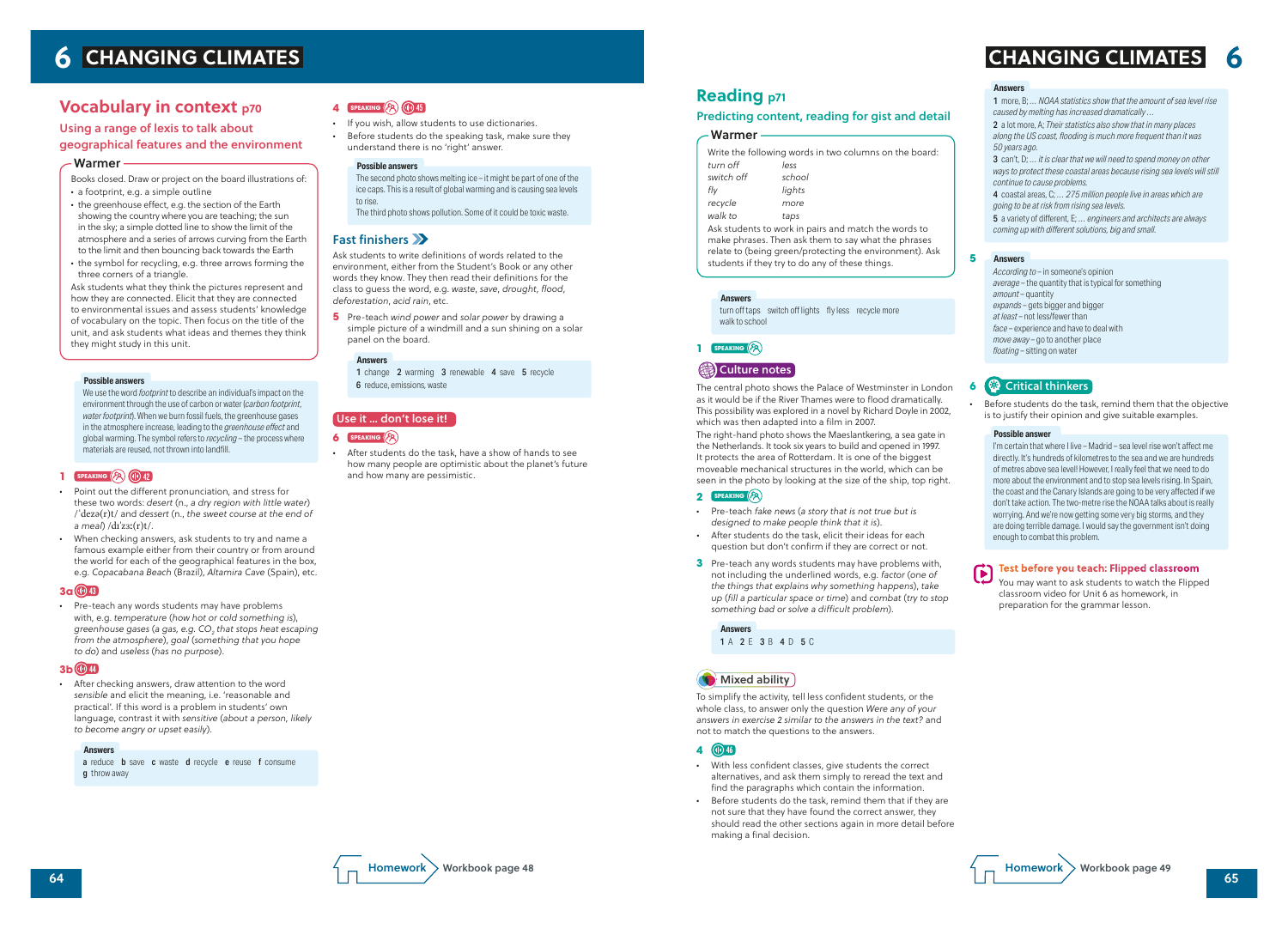# 6 CHANGING CLIMATES

## Vocabulary in context p70

### Using a range of lexis to talk about geographical features and the environment

**Warmer**

Books closed. Draw or project on the board illustrations of:

- a footprint, e.g. a simple outline
- the greenhouse effect, e.g. the section of the Earth showing the country where you are teaching; the sun in the sky; a simple dotted line to show the limit of the atmosphere and a series of arrows curving from the Earth to the limit and then bouncing back towards the Earth
- the symbol for recycling, e.g. three arrows forming the three corners of a triangle.

Ask students what they think the pictures represent and how they are connected. Elicit that they are connected to environmental issues and assess students' knowledge of vocabulary on the topic. Then focus on the title of the unit, and ask students what ideas and themes they think they might study in this unit.

**Possible answers**

We use the word *footprint* to describe an individual's impact on the environment through the use of carbon or water (*carbon footprint*, *water footprint*). When we burn fossil fuels, the greenhouse gases in the atmosphere increase, leading to the *greenhouse effect* and global warming. The symbol refers to *recycling* – the process where materials are reused, not thrown into landfill.

**1** SPEAKING 42

- Point out the different pronunciation, and stress for these two words: *desert* (n., *a dry region with little water*) /ˈdezə(r)t/ and *dessert* (n., *the sweet course at the end of a meal*) /dɪˈzɜː(r)t/.
- When checking answers, ask students to try and name a famous example either from their country or from around the world for each of the geographical features in the box, e.g. *Copacabana Beach* (Brazil), *Altamira Cave* (Spain), etc.

**3a** 43

- Pre-teach any words students may have problems with, e.g. *temperature* (*how hot or cold something is*), *greenhouse gases* (*a gas, e.g.* $CO_2$ *that stops heat escaping from the atmosphere*), *goal* (*something that you hope to do*) and *useless* (*has no purpose*).

**3b** 44

- After checking answers, draw attention to the word *sensible* and elicit the meaning, i.e. 'reasonable and practical'. If this word is a problem in students' own language, contrast it with *sensitive* (*about a person, likely to become angry or upset easily*).

**Answers**

**a** reduce **b** save **c** waste **d** recycle **e** reuse **f** consume **g** throw away

**4** SPEAKING 45

- If you wish, allow students to use dictionaries.
- Before students do the speaking task, make sure they understand there is no 'right' answer.

**Possible answers**

The second photo shows melting ice – it might be part of one of the ice caps. This is a result of global warming and is causing sea levels to rise.
The third photo shows pollution. Some of it could be toxic waste.

### Fast finishers

Ask students to write definitions of words related to the environment, either from the Student's Book or any other words they know. They then read their definitions for the class to guess the word, e.g. *waste*, *save*, *drought*, *flood*, *deforestation*, *acid rain*, etc.

**5** Pre-teach *wind power* and *solar power* by drawing a simple picture of a windmill and a sun shining on a solar panel on the board.

**Answers**

**1** change **2** warming **3** renewable **4** save **5** recycle **6** reduce, emissions, waste

### Use it ... don't lose it!

**6** SPEAKING

- After students do the task, have a show of hands to see how many people are optimistic about the planet's future and how many are pessimistic.

Homework Workbook page 48

## Reading p71

### Predicting content, reading for gist and detail

**Warmer**

Write the following words in two columns on the board:

| | |
|---|---|
| *turn off* | *less* |
| *switch off* | *school* |
| *fly* | *lights* |
| *recycle* | *more* |
| *walk to* | *taps* |

Ask students to work in pairs and match the words to make phrases. Then ask them to say what the phrases relate to (being green/protecting the environment). Ask students if they try to do any of these things.

**Answers**

turn off taps switch off lights fly less recycle more walk to school

**1** SPEAKING

### Culture notes

The central photo shows the Palace of Westminster in London as it would be if the River Thames were to flood dramatically. This possibility was explored in a novel by Richard Doyle in 2002, which was then adapted into a film in 2007.

The right-hand photo shows the Maeslantkering, a sea gate in the Netherlands. It took six years to build and opened in 1997. It protects the area of Rotterdam. It is one of the biggest moveable mechanical structures in the world, which can be seen in the photo by looking at the size of the ship, top right.

**2** SPEAKING

- Pre-teach *fake news* (*a story that is not true but is designed to make people think that it is*).
- After students do the task, elicit their ideas for each question but don't confirm if they are correct or not.

**3** Pre-teach any words students may have problems with, not including the underlined words, e.g. *factor* (*one of the things that explains why something happens*), *take up* (*fill a particular space or time*) and *combat* (*try to stop something bad or solve a difficult problem*).

**Answers**

**1** A **2** E **3** B **4** D **5** C

### Mixed ability

To simplify the activity, tell less confident students, or the whole class, to answer only the question *Were any of your answers in exercise 2 similar to the answers in the text?* and not to match the questions to the answers.

**4** 46

- With less confident classes, give students the correct alternatives, and ask them simply to reread the text and find the paragraphs which contain the information.
- Before students do the task, remind them that if they are not sure that they have found the correct answer, they should read the other sections again in more detail before making a final decision.

**Answers**

**1** more, B; *... NOAA statistics show that the amount of sea level rise caused by melting has increased dramatically ...*
**2** a lot more, A; *Their statistics also show that in many places along the US coast, flooding is much more frequent than it was 50 years ago.*
**3** can't, D; *... it is clear that we will need to spend money on other ways to protect these coastal areas because rising sea levels will still continue to cause problems.*
**4** coastal areas, C; *... 275 million people live in areas which are going to be at risk from rising sea levels.*
**5** a variety of different, E; *... engineers and architects are always coming up with different solutions, big and small.*

**5**

**Answers**

*According to* – in someone's opinion
*average* – the quantity that is typical for something
*amount* – quantity
*expands* – gets bigger and bigger
*at least* – not less/fewer than
*face* – experience and have to deal with
*move away* – go to another place
*floating* – sitting on water

**6** Critical thinkers

- Before students do the task, remind them that the objective is to justify their opinion and give suitable examples.

**Possible answer**

I'm certain that where I live – Madrid – sea level rise won't affect me directly. It's hundreds of kilometres to the sea and we are hundreds of metres above sea level! However, I really feel that we need to do more about the environment and to stop sea levels rising. In Spain, the coast and the Canary Islands are going to be very affected if we don't take action. The two-metre rise the NOAA talks about is really worrying. And we're now getting some very big storms, and they are doing terrible damage. I would say the government isn't doing enough to combat this problem.

### Test before you teach: Flipped classroom

You may want to ask students to watch the Flipped classroom video for Unit 6 as homework, in preparation for the grammar lesson.

Homework Workbook page 49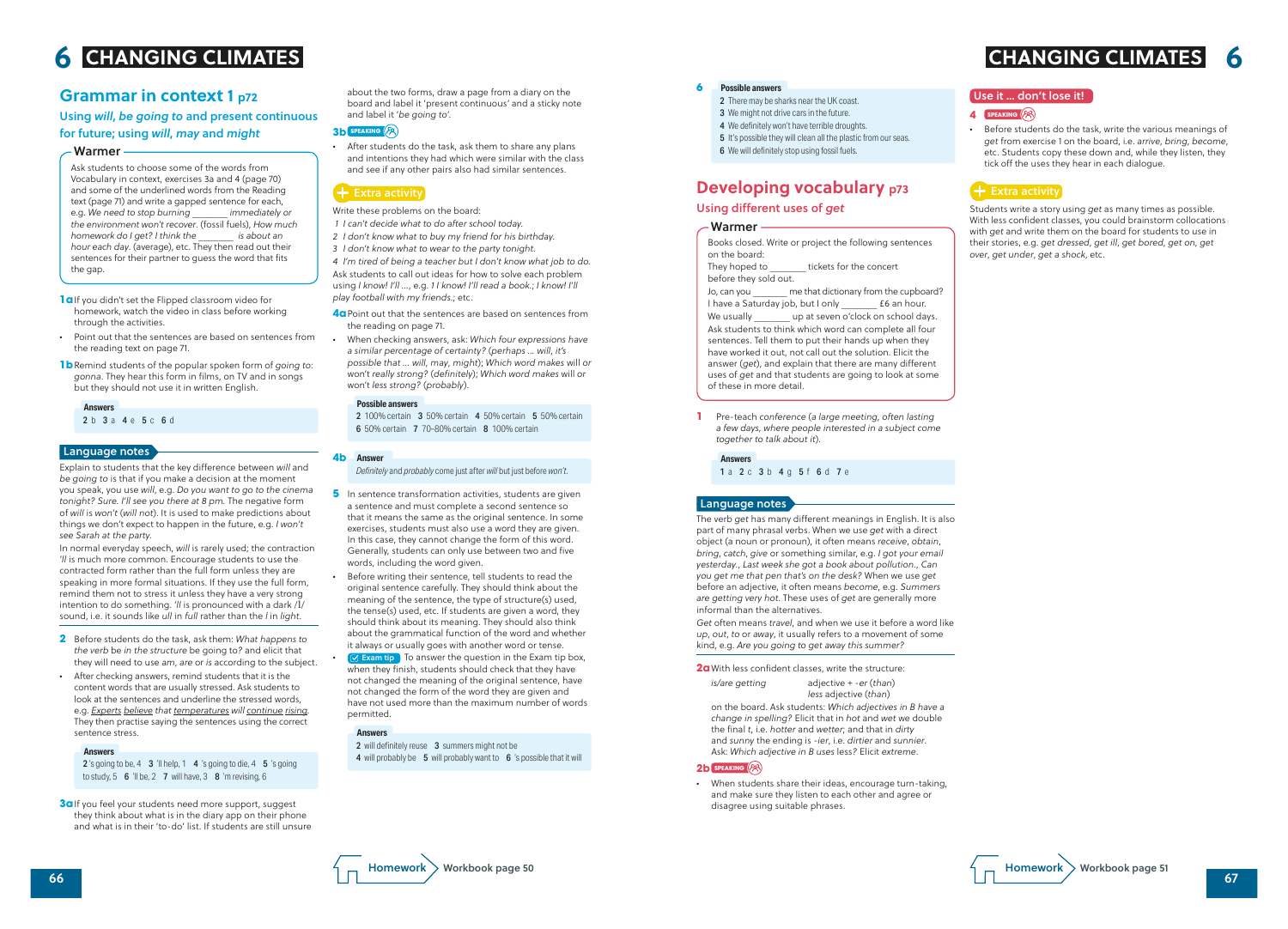# 6 CHANGING CLIMATES

## Grammar in context 1 p72

### Using *will*, *be going to* and present continuous for future; using *will*, *may* and *might*

#### Warmer

Ask students to choose some of the words from Vocabulary in context, exercises 3a and 4 (page 70) and some of the underlined words from the Reading text (page 71) and write a gapped sentence for each, e.g. *We need to stop burning _______ immediately or the environment won't recover.* (fossil fuels), *How much homework do I get? I think the _______ is about an hour each day.* (average), etc. They then read out their sentences for their partner to guess the word that fits the gap.

**1a** If you didn't set the Flipped classroom video for homework, watch the video in class before working through the activities.

- Point out that the sentences are based on sentences from the reading text on page 71.

**1b** Remind students of the popular spoken form of *going to*: *gonna*. They hear this form in films, on TV and in songs but they should not use it in written English.

**Answers**

2 b 3 a 4 e 5 c 6 d

#### Language notes

Explain to students that the key difference between *will* and *be going to* is that if you make a decision at the moment you speak, you use *will*, e.g. *Do you want to go to the cinema tonight? Sure. I'll see you there at 8 pm.* The negative form of *will* is *won't* (*will not*). It is used to make predictions about things we don't expect to happen in the future, e.g. *I won't see Sarah at the party.*

In normal everyday speech, *will* is rarely used; the contraction *'ll* is much more common. Encourage students to use the contracted form rather than the full form unless they are speaking in more formal situations. If they use the full form, remind them not to stress it unless they have a very strong intention to do something. *'ll* is pronounced with a dark /ɫ/ sound, i.e. it sounds like *ull* in *full* rather than the *l* in *light*.

**2** Before students do the task, ask them: *What happens to the verb be in the structure be going to?* and elicit that they will need to use *am*, *are* or *is* according to the subject.

- After checking answers, remind students that it is the content words that are usually stressed. Ask students to look at the sentences and underline the stressed words, e.g. Experts believe that temperatures will continue rising. They then practise saying the sentences using the correct sentence stress.

**Answers**

2 's going to be, 4 3 'll help, 1 4 's going to die, 4 5 's going to study, 5 6 'll be, 2 7 will have, 3 8 'm revising, 6

**3a** If you feel your students need more support, suggest they think about what is in the diary app on their phone and what is in their 'to-do' list. If students are still unsure about the two forms, draw a page from a diary on the board and label it 'present continuous' and a sticky note and label it '*be going to*'.

**3b** SPEAKING

- After students do the task, ask them to share any plans and intentions they had which were similar with the class and see if any other pairs also had similar sentences.

#### Extra activity

Write these problems on the board:

1 *I can't decide what to do after school today.*
2 *I don't know what to buy my friend for his birthday.*
3 *I don't know what to wear to the party tonight.*
4 *I'm tired of being a teacher but I don't know what job to do.*

Ask students to call out ideas for how to solve each problem using *I know! I'll ...*, e.g. *1 I know! I'll read a book.*; *I know! I'll play football with my friends.*; etc.

**4a** Point out that the sentences are based on sentences from the reading on page 71.

- When checking answers, ask: *Which four expressions have a similar percentage of certainty?* (*perhaps ... will, it's possible that ... will, may, might*); *Which word makes will or won't really strong?* (*definitely*); *Which word makes will or won't less strong?* (*probably*).

**Possible answers**

2 100% certain 3 50% certain 4 50% certain 5 50% certain 6 50% certain 7 70–80% certain 8 100% certain

**4b** **Answer**

*Definitely* and *probably* come just after *will* but just before *won't*.

**5** In sentence transformation activities, students are given a sentence and must complete a second sentence so that it means the same as the original sentence. In some exercises, students must also use a word they are given. In this case, they cannot change the form of this word. Generally, students can only use between two and five words, including the word given.

- Before writing their sentence, tell students to read the original sentence carefully. They should think about the meaning of the sentence, the type of structure(s) used, the tense(s) used, etc. If students are given a word, they should think about its meaning. They should also think about the grammatical function of the word and whether it always or usually goes with another word or tense.
- Exam tip To answer the question in the Exam tip box, when they finish, students should check that they have not changed the meaning of the original sentence, have not changed the form of the word they are given and have not used more than the maximum number of words permitted.

**Answers**

2 will definitely reuse 3 summers might not be 4 will probably be 5 will probably want to 6 's possible that it will

**6** **Possible answers**

2 There may be sharks near the UK coast.
3 We might not drive cars in the future.
4 We definitely won't have terrible droughts.
5 It's possible they will clean all the plastic from our seas.
6 We will definitely stop using fossil fuels.

Homework Workbook page 50

## Developing vocabulary p73

### Using different uses of *get*

#### Warmer

Books closed. Write or project the following sentences on the board:

They hoped to _______ tickets for the concert before they sold out.
Jo, can you _______ me that dictionary from the cupboard?
I have a Saturday job, but I only _______ £6 an hour.
We usually _______ up at seven o'clock on school days.

Ask students to think which word can complete all four sentences. Tell them to put their hands up when they have worked it out, not call out the solution. Elicit the answer (*get*), and explain that there are many different uses of *get* and that students are going to look at some of these in more detail.

**1** Pre-teach *conference* (*a large meeting, often lasting a few days, where people interested in a subject come together to talk about it*).

**Answers**

1 a 2 c 3 b 4 g 5 f 6 d 7 e

#### Language notes

The verb *get* has many different meanings in English. It is also part of many phrasal verbs. When we use *get* with a direct object (a noun or pronoun), it often means *receive*, *obtain*, *bring*, *catch*, *give* or something similar, e.g. *I got your email yesterday.*, *Last week she got a book about pollution.*, *Can you get me that pen that's on the desk?* When we use *get* before an adjective, it often means *become*, e.g. *Summers are getting very hot.* These uses of *get* are generally more informal than the alternatives.

*Get* often means *travel*, and when we use it before a word like *up*, *out*, *to* or *away*, it usually refers to a movement of some kind, e.g. *Are you going to get away this summer?*

**2a** With less confident classes, write the structure:

*is/are getting* adjective + *-er* (*than*)
*less* adjective (*than*)

on the board. Ask students: *Which adjectives in B have a change in spelling?* Elicit that in *hot* and *wet* we double the final *t*, i.e. *hotter* and *wetter*; and that in *dirty* and *sunny* the ending is *-ier*, i.e. *dirtier* and *sunnier*. Ask: *Which adjective in B uses less?* Elicit *extreme*.

**2b** SPEAKING

- When students share their ideas, encourage turn-taking, and make sure they listen to each other and agree or disagree using suitable phrases.

#### Use it ... don't lose it!

**4** SPEAKING

- Before students do the task, write the various meanings of *get* from exercise 1 on the board, i.e. *arrive*, *bring*, *become*, etc. Students copy these down and, while they listen, they tick off the uses they hear in each dialogue.

#### Extra activity

Students write a story using *get* as many times as possible. With less confident classes, you could brainstorm collocations with *get* and write them on the board for students to use in their stories, e.g. *get dressed*, *get ill*, *get bored*, *get on*, *get over*, *get under*, *get a shock*, etc.

Homework Workbook page 51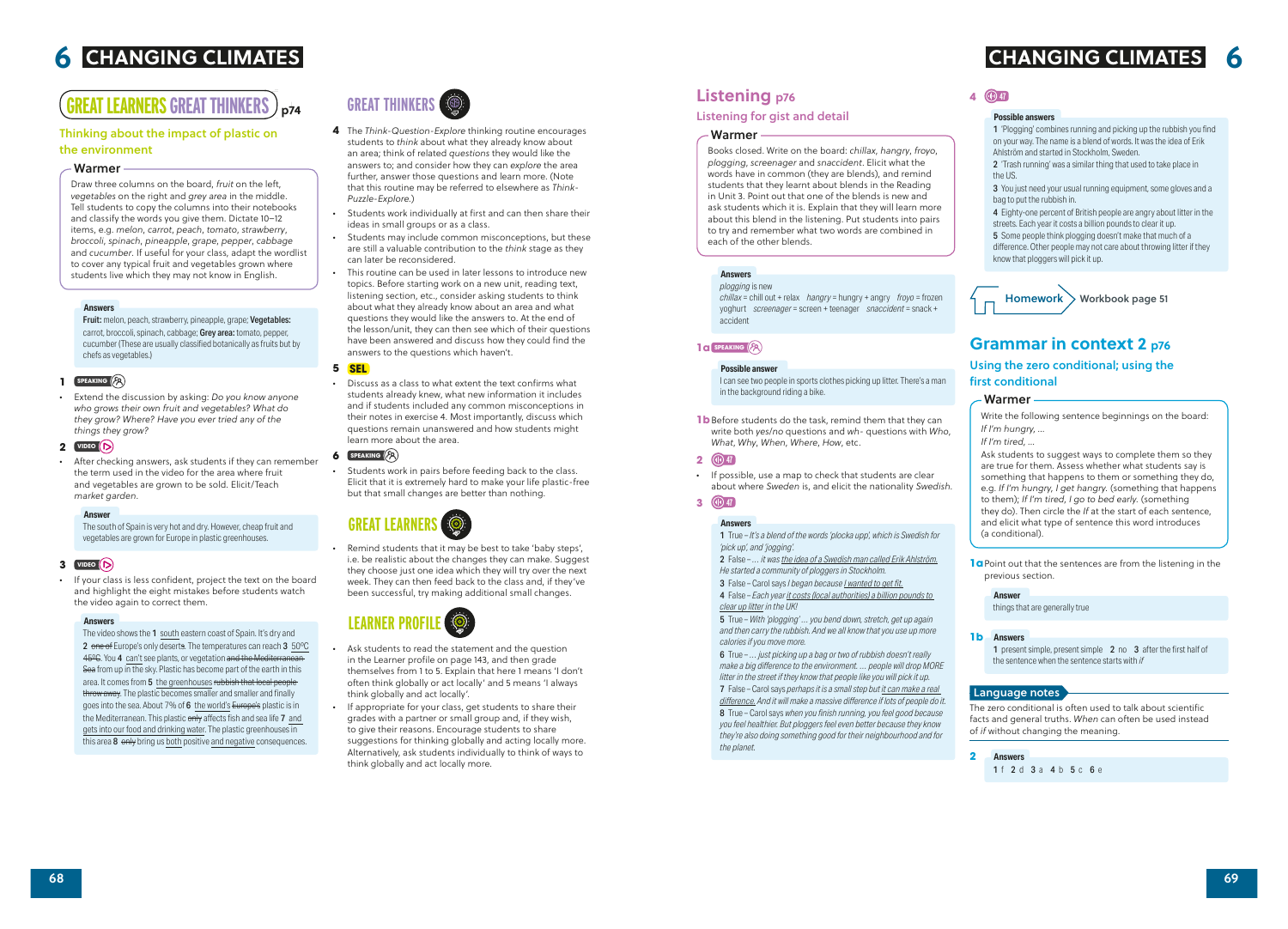# 6 CHANGING CLIMATES

## GREAT LEARNERS GREAT THINKERS p74

### Thinking about the impact of plastic on the environment

**Warmer**

Draw three columns on the board, *fruit* on the left, *vegetables* on the right and *grey area* in the middle. Tell students to copy the columns into their notebooks and classify the words you give them. Dictate 10–12 items, e.g. *melon*, *carrot*, *peach*, *tomato*, *strawberry*, *broccoli*, *spinach*, *pineapple*, *grape*, *pepper*, *cabbage* and *cucumber*. If useful for your class, adapt the wordlist to cover any typical fruit and vegetables grown where students live which they may not know in English.

**Answers**

**Fruit:** melon, peach, strawberry, pineapple, grape; **Vegetables:** carrot, broccoli, spinach, cabbage; **Grey area:** tomato, pepper, cucumber (These are usually classified botanically as fruits but by chefs as vegetables.)

**1** SPEAKING

- Extend the discussion by asking: *Do you know anyone who grows their own fruit and vegetables? What do they grow? Where? Have you ever tried any of the things they grow?*

**2** VIDEO

- After checking answers, ask students if they can remember the term used in the video for the area where fruit and vegetables are grown to be sold. Elicit/Teach *market garden*.

**Answer**

The south of Spain is very hot and dry. However, cheap fruit and vegetables are grown for Europe in plastic greenhouses.

**3** VIDEO

- If your class is less confident, project the text on the board and highlight the eight mistakes before students watch the video again to correct them.

**Answers**

The video shows the **1** south eastern coast of Spain. It's dry and **2** ~~one of~~ Europe's only desert~~s~~. The temperatures can reach **3** 50ºC ~~45ºC~~. You **4** can't see plants, or vegetation ~~and the Mediterranean Sea~~ from up in the sky. Plastic has become part of the earth in this area. It comes from **5** the greenhouses ~~rubbish that local people throw away~~. The plastic becomes smaller and smaller and finally goes into the sea. About 7% of **6** the world's ~~Europe's~~ plastic is in the Mediterranean. This plastic ~~only~~ affects fish and sea life **7** and gets into our food and drinking water. The plastic greenhouses in this area **8** ~~only~~ bring us both positive and negative consequences.

## GREAT THINKERS

**4** The *Think-Question-Explore* thinking routine encourages students to *think* about what they already know about an area; think of related *questions* they would like the answers to; and consider how they can *explore* the area further, answer those questions and learn more. (Note that this routine may be referred to elsewhere as *Think-Puzzle-Explore*.)

- Students work individually at first and can then share their ideas in small groups or as a class.
- Students may include common misconceptions, but these are still a valuable contribution to the *think* stage as they can later be reconsidered.
- This routine can be used in later lessons to introduce new topics. Before starting work on a new unit, reading text, listening section, etc., consider asking students to think about what they already know about an area and what questions they would like the answers to. At the end of the lesson/unit, they can then see which of their questions have been answered and discuss how they could find the answers to the questions which haven't.

**5** SEL

- Discuss as a class to what extent the text confirms what students already knew, what new information it includes and if students included any common misconceptions in their notes in exercise 4. Most importantly, discuss which questions remain unanswered and how students might learn more about the area.

**6** SPEAKING

- Students work in pairs before feeding back to the class. Elicit that it is extremely hard to make your life plastic-free but that small changes are better than nothing.

## GREAT LEARNERS

- Remind students that it may be best to take 'baby steps', i.e. be realistic about the changes they can make. Suggest they choose just one idea which they will try over the next week. They can then feed back to the class and, if they've been successful, try making additional small changes.

## LEARNER PROFILE

- Ask students to read the statement and the question in the Learner profile on page 143, and then grade themselves from 1 to 5. Explain that here 1 means 'I don't often think globally or act locally' and 5 means 'I always think globally and act locally'.
- If appropriate for your class, get students to share their grades with a partner or small group and, if they wish, to give their reasons. Encourage students to share suggestions for thinking globally and acting locally more. Alternatively, ask students individually to think of ways to think globally and act locally more.

## Listening p76

### Listening for gist and detail

**Warmer**

Books closed. Write on the board: *chillax*, *hangry*, *froyo*, *plogging*, *screenager* and *snaccident*. Elicit what the words have in common (they are blends), and remind students that they learnt about blends in the Reading in Unit 3. Point out that one of the blends is new and ask students which it is. Explain that they will learn more about this blend in the listening. Put students into pairs to try and remember what two words are combined in each of the other blends.

**Answers**

*plogging* is new
*chillax* = chill out + relax *hangry* = hungry + angry *froyo* = frozen yoghurt *screenager* = screen + teenager *snaccident* = snack + accident

**1a** SPEAKING

**Possible answer**

I can see two people in sports clothes picking up litter. There's a man in the background riding a bike.

**1b** Before students do the task, remind them that they can write both *yes/no* questions and *wh-* questions with *Who*, *What*, *Why*, *When*, *Where*, *How*, etc.

**2** 47

- If possible, use a map to check that students are clear about where *Sweden* is, and elicit the nationality *Swedish*.

**3** 47

**Answers**

**1** True – *It's a blend of the words 'plocka upp', which is Swedish for 'pick up', and 'jogging'.*
**2** False – *… it was the idea of a Swedish man called Erik Ahlström. He started a community of ploggers in Stockholm.*
**3** False – Carol says *I began because I wanted to get fit.*
**4** False – *Each year it costs (local authorities) a billion pounds to clear up litter in the UK!*
**5** True – *With 'plogging' … you bend down, stretch, get up again and then carry the rubbish. And we all know that you use up more calories if you move more.*
**6** True – *… just picking up a bag or two of rubbish doesn't really make a big difference to the environment. … people will drop MORE litter in the street if they know that people like you will pick it up.*
**7** False – Carol says *perhaps it is a small step but it can make a real difference. And it will make a massive difference if lots of people do it.*
**8** True – Carol says *when you finish running, you feel good because you feel healthier. But ploggers feel even better because they know they're also doing something good for their neighbourhood and for the planet.*

**4** 47

**Possible answers**

**1** 'Plogging' combines running and picking up the rubbish you find on your way. The name is a blend of words. It was the idea of Erik Ahlström and started in Stockholm, Sweden.
**2** 'Trash running' was a similar thing that used to take place in the US.
**3** You just need your usual running equipment, some gloves and a bag to put the rubbish in.
**4** Eighty-one percent of British people are angry about litter in the streets. Each year it costs a billion pounds to clear it up.
**5** Some people think plogging doesn't make that much of a difference. Other people may not care about throwing litter if they know that ploggers will pick it up.

**Homework** Workbook page 51

## Grammar in context 2 p76

### Using the zero conditional; using the first conditional

**Warmer**

Write the following sentence beginnings on the board:
*If I'm hungry, …*
*If I'm tired, …*

Ask students to suggest ways to complete them so they are true for them. Assess whether what students say is something that happens to them or something they do, e.g. *If I'm hungry, I get hangry.* (something that happens to them); *If I'm tired, I go to bed early.* (something they do). Then circle the *If* at the start of each sentence, and elicit what type of sentence this word introduces (a conditional).

**1a** Point out that the sentences are from the listening in the previous section.

**Answer**

things that are generally true

**1b** **Answers**

**1** present simple, present simple **2** no **3** after the first half of the sentence when the sentence starts with *if*

**Language notes**

The zero conditional is often used to talk about scientific facts and general truths. *When* can often be used instead of *if* without changing the meaning.

**2** **Answers**

**1** f **2** d **3** a **4** b **5** c **6** e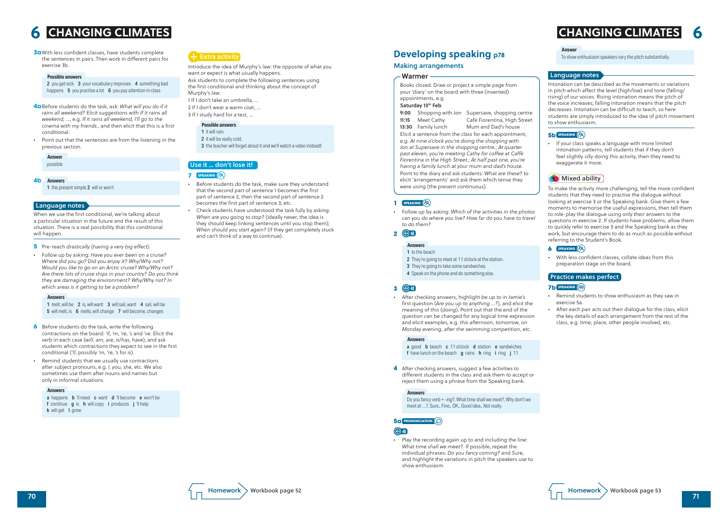# 6 CHANGING CLIMATES

**3a** With less confident classes, have students complete the sentences in pairs. Then work in different pairs for exercise 3b.

**Possible answers**

**2** you get sick **3** your vocabulary improves **4** something bad happens **5** you practise a lot **6** you pay attention in class

**4a** Before students do the task, ask: *What will you do if it rains all weekend?* Elicit suggestions with *If it rains all weekend, ...*, e.g. *If it rains all weekend, I'll go to the cinema with my friends.*, and then elicit that this is a first conditional.

- Point out that the sentences are from the listening in the previous section.

**Answer**

possible

**4b** **Answers**

**1** the present simple **2** will or won't

## Language notes

When we use the first conditional, we're talking about a particular situation in the future and the result of this situation. There is a real possibility that this conditional will happen.

**5** Pre-teach *drastically* (*having a very big effect*).

- Follow up by asking: *Have you ever been on a cruise? Where did you go? Did you enjoy it? Why/Why not? Would you like to go on an Arctic cruise? Why/Why not? Are there lots of cruise ships in your country? Do you think they are damaging the environment? Why/Why not? In which areas is it getting to be a problem?*

**Answers**

**1** melt, will be **2** is, will want **3** will sail, want **4** sail, will be **5** will melt, is **6** melts, will change **7** will become, changes

**6** Before students do the task, write the following contractions on the board: *'ll*, *'m*, *'re*, *'s* and *'ve*. Elicit the verb in each case (*will*, *am*, *are*, *is/has*, *have*), and ask students which contractions they expect to see in the first conditional (*'ll*; possibly *'m*, *'re*, *'s* for *is*).

- Remind students that we usually use contractions after subject pronouns, e.g. *I*, *you*, *she*, etc. We also sometimes use them after nouns and names but only in informal situations.

**Answers**

**a** happens **b** 'll need **c** want **d** 'll become **e** won't be **f** continue **g** is **h** will copy **i** produces **j** 'll help **k** will get **l** grow

## + Extra activity

Introduce the idea of Murphy's law: the opposite of what you want or expect is what usually happens.

Ask students to complete the following sentences using the first conditional and thinking about the concept of Murphy's law:

1 If I don't take an umbrella, ...
2 If I don't wear a warm coat, ...
3 If I study hard for a test, ...

**Possible answers**

**1** it will rain.
**2** it will be really cold.
**3** the teacher will forget about it and we'll watch a video instead!

## Use it ... don't lose it!

**7** SPEAKING

- Before students do the task, make sure they understand that the second part of sentence 1 becomes the first part of sentence 2, then the second part of sentence 2 becomes the first part of sentence 3, etc.
- Check students have understood the task fully by asking: *When are you going to stop?* (ideally never, the idea is they should keep linking sentences until you stop them); *When should you start again?* (if they get completely stuck and can't think of a way to continue).

Homework > Workbook page 52

# Developing speaking p78

## Making arrangements

### Warmer

Books closed. Draw or project a simple page from your 'diary' on the board with three (invented) appointments, e.g.

**Saturday 13th Feb**

| | | |
|---|---|---|
| **9:00** | Shopping with Jon | Supersave, shopping centre |
| **11:15** | Meet Cathy | Café Fiorentina, High Street |
| **13:30** | Family lunch | Mum and Dad's house |

Elicit a sentence from the class for each appointment, e.g. *At nine o'clock you're doing the shopping with Jon at Supersave in the shopping centre.*; *At quarter past eleven, you're meeting Cathy for coffee at Caffè Fiorentina in the High Street.*; *At half past one, you're having a family lunch at your mum and dad's house.*

Point to the diary and ask students: *What are these?* to elicit 'arrangements' and ask them which tense they were using (the present continuous).

**1** SPEAKING

- Follow up by asking: *Which of the activities in the photos can you do where you live? How far do you have to travel to do them?*

**2** 48

**Answers**

**1** to the beach
**2** They're going to meet at 11 o'clock at the station.
**3** They're going to take some sandwiches.
**4** Speak on the phone and do something else.

**3** 48

- After checking answers, highlight *be up to* in Jamie's first question (*Are you up to anything ...?*), and elicit the meaning of this (*doing*). Point out that the end of the question can be changed for any logical time expression and elicit examples, e.g. *this afternoon*, *tomorrow*, *on Monday evening*, *after the swimming competition*, etc.

**Answers**

**a** good **b** beach **c** 11 o'clock **d** station **e** sandwiches **f** have lunch on the beach **g** rains **h** ring **i** ring **j** 11

**4** After checking answers, suggest a few activities to different students in the class and ask them to accept or reject them using a phrase from the Speaking bank.

**Answers**

Do you fancy verb + *-ing*?, What time shall we meet?, Why don't we meet at ...?, Sure., Fine., OK., Good idea., Not really.

**5a** PRONUNCIATION

48

- Play the recording again up to and including the line: *What time shall we meet?*. If possible, repeat the individual phrases: *Do you fancy coming?* and *Sure*, and highlight the variations in pitch the speakers use to show enthusiasm.

**Answer**

To show enthusiasm speakers vary the pitch substantially.

## Language notes

Intonation can be described as the movements or variations in pitch which affect the level (high/low) and tone (falling/rising) of our voices. Rising intonation means that the pitch of the voice increases; falling intonation means that the pitch decreases. Intonation can be difficult to teach, so here students are simply introduced to the idea of pitch movement to show enthusiasm.

**5b** SPEAKING

- If your class speaks a language with more limited intonation patterns, tell students that if they don't feel slightly silly doing this activity, then they need to exaggerate it more.

## Mixed ability

To make the activity more challenging, tell the more confident students that they need to practise the dialogue without looking at exercise 3 or the Speaking bank. Give them a few moments to memorise the useful expressions, then tell them to role-play the dialogue using only their answers to the questions in exercise 2. If students have problems, allow them to quickly refer to exercise 3 and the Speaking bank as they work, but encourage them to do as much as possible without referring to the Student's Book.

**6** SPEAKING

- With less confident classes, collate ideas from this preparation stage on the board.

## Practice makes perfect

**7b** SPEAKING

- Remind students to show enthusiasm as they saw in exercise 5a.
- After each pair acts out their dialogue for the class, elicit the key details of each arrangement from the rest of the class, e.g. time, place, other people involved, etc.

Homework > Workbook page 53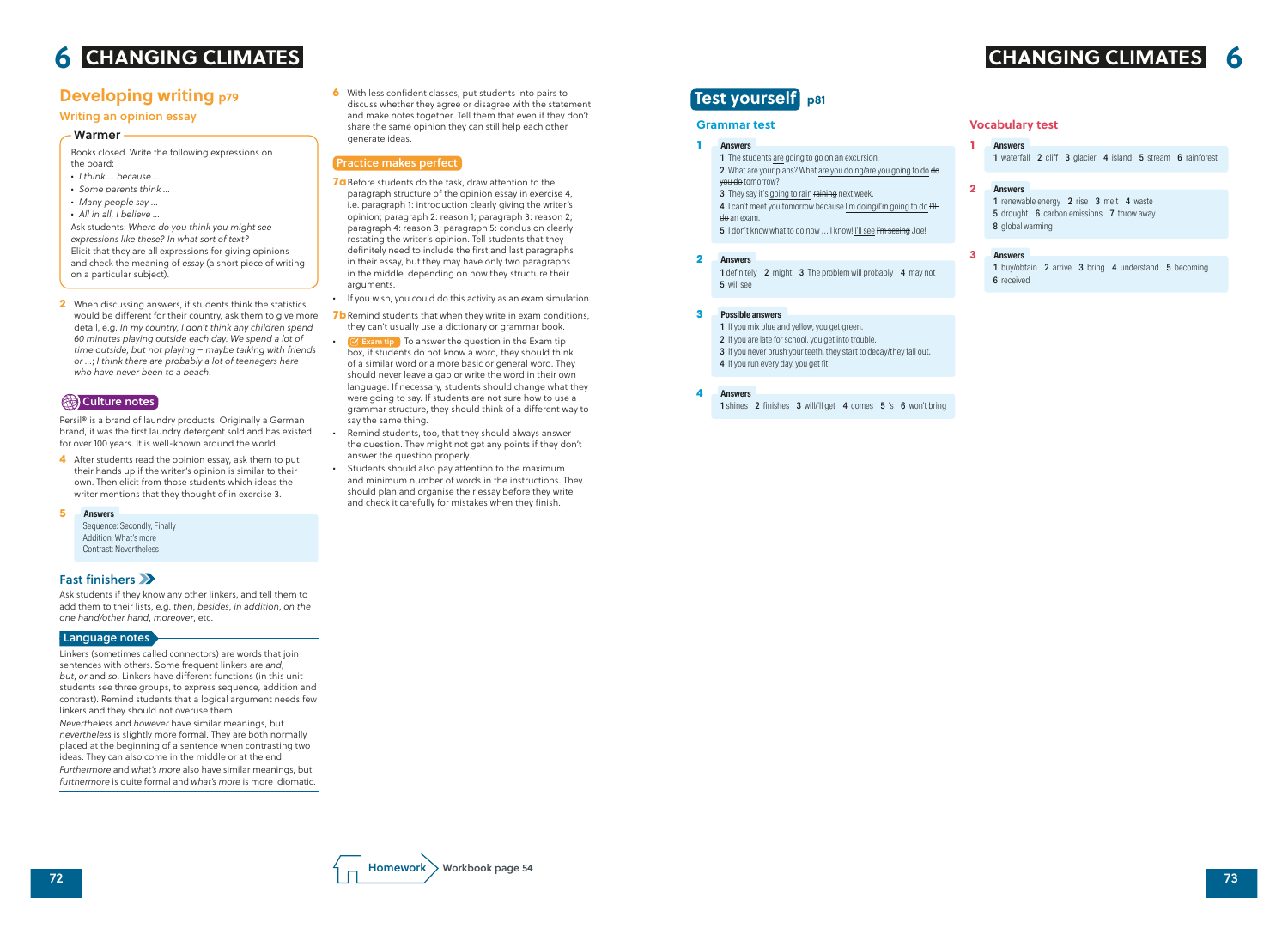# 6 CHANGING CLIMATES

## Developing writing p79

### Writing an opinion essay

#### Warmer

Books closed. Write the following expressions on the board:

- *I think … because …*
- *Some parents think …*
- *Many people say …*
- *All in all, I believe …*

Ask students: *Where do you think you might see expressions like these? In what sort of text?*
Elicit that they are all expressions for giving opinions and check the meaning of *essay* (a short piece of writing on a particular subject).

**2** When discussing answers, if students think the statistics would be different for their country, ask them to give more detail, e.g. *In my country, I don't think any children spend 60 minutes playing outside each day. We spend a lot of time outside, but not playing – maybe talking with friends or …; I think there are probably a lot of teenagers here who have never been to a beach.*

#### Culture notes

Persil® is a brand of laundry products. Originally a German brand, it was the first laundry detergent sold and has existed for over 100 years. It is well-known around the world.

**4** After students read the opinion essay, ask them to put their hands up if the writer's opinion is similar to their own. Then elicit from those students which ideas the writer mentions that they thought of in exercise 3.

**5** **Answers**
Sequence: Secondly, Finally
Addition: What's more
Contrast: Nevertheless

#### Fast finishers

Ask students if they know any other linkers, and tell them to add them to their lists, e.g. *then, besides, in addition, on the one hand/other hand, moreover*, etc.

#### Language notes

Linkers (sometimes called connectors) are words that join sentences with others. Some frequent linkers are *and, but, or* and *so*. Linkers have different functions (in this unit students see three groups, to express sequence, addition and contrast). Remind students that a logical argument needs few linkers and they should not overuse them.

*Nevertheless* and *however* have similar meanings, but *nevertheless* is slightly more formal. They are both normally placed at the beginning of a sentence when contrasting two ideas. They can also come in the middle or at the end.

*Furthermore* and *what's more* also have similar meanings, but *furthermore* is quite formal and *what's more* is more idiomatic.

**6** With less confident classes, put students into pairs to discuss whether they agree or disagree with the statement and make notes together. Tell them that even if they don't share the same opinion they can still help each other generate ideas.

#### Practice makes perfect

**7a** Before students do the task, draw attention to the paragraph structure of the opinion essay in exercise 4, i.e. paragraph 1: introduction clearly giving the writer's opinion; paragraph 2: reason 1; paragraph 3: reason 2; paragraph 4: reason 3; paragraph 5: conclusion clearly restating the writer's opinion. Tell students that they definitely need to include the first and last paragraphs in their essay, but they may have only two paragraphs in the middle, depending on how they structure their arguments.

- If you wish, you could do this activity as an exam simulation.

**7b** Remind students that when they write in exam conditions, they can't usually use a dictionary or grammar book.

- **Exam tip** To answer the question in the Exam tip box, if students do not know a word, they should think of a similar word or a more basic or general word. They should never leave a gap or write the word in their own language. If necessary, students should change what they were going to say. If students are not sure how to use a grammar structure, they should think of a different way to say the same thing.
- Remind students, too, that they should always answer the question. They might not get any points if they don't answer the question properly.
- Students should also pay attention to the maximum and minimum number of words in the instructions. They should plan and organise their essay before they write and check it carefully for mistakes when they finish.

**Homework** Workbook page 54

## Test yourself p81

### Grammar test

**1** **Answers**
1 The students are going to go on an excursion.
2 What are your plans? What are you doing/are you going to do ~~do you do~~ tomorrow?
3 They say it's going to rain ~~raining~~ next week.
4 I can't meet you tomorrow because I'm doing/I'm going to do ~~I'll do~~ an exam.
5 I don't know what to do now … I know! I'll see ~~I'm seeing~~ Joe!

**2** **Answers**
1 definitely 2 might 3 The problem will probably 4 may not 5 will see

**3** **Possible answers**
1 If you mix blue and yellow, you get green.
2 If you are late for school, you get into trouble.
3 If you never brush your teeth, they start to decay/they fall out.
4 If you run every day, you get fit.

**4** **Answers**
1 shines 2 finishes 3 will/'ll get 4 comes 5 's 6 won't bring

### Vocabulary test

**1** **Answers**
1 waterfall 2 cliff 3 glacier 4 island 5 stream 6 rainforest

**2** **Answers**
1 renewable energy 2 rise 3 melt 4 waste 5 drought 6 carbon emissions 7 throw away 8 global warming

**3** **Answers**
1 buy/obtain 2 arrive 3 bring 4 understand 5 becoming 6 received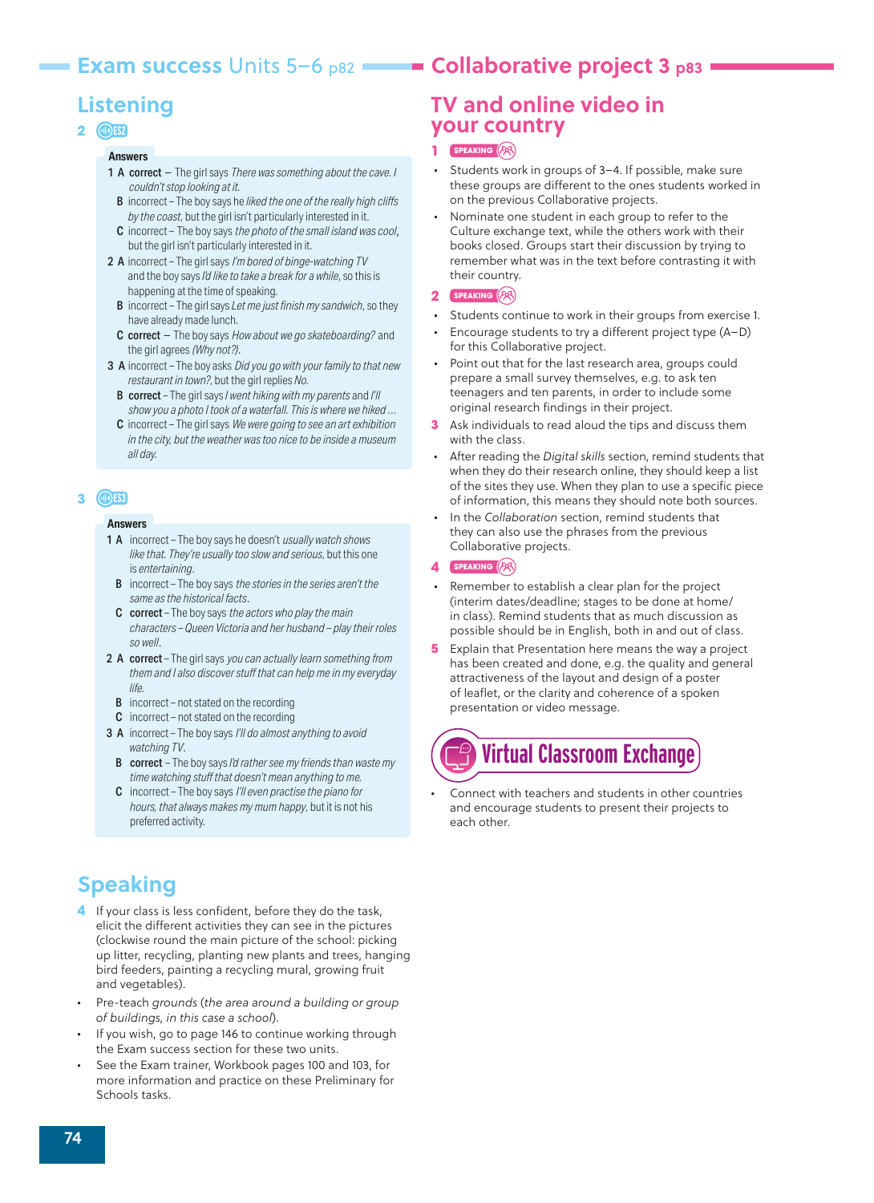## Exam success Units 5–6 p82

### Listening

**2** ES2

**Answers**

**1 A** **correct** – The girl says *There was something about the cave. I couldn't stop looking at it.*

**B** incorrect – The boy says he *liked the one of the really high cliffs by the coast*, but the girl isn't particularly interested in it.

**C** incorrect – The boy says *the photo of the small island was cool*, but the girl isn't particularly interested in it.

**2 A** incorrect – The girl says *I'm bored of binge-watching TV* and the boy says *I'd like to take a break for a while*, so this is happening at the time of speaking.

**B** incorrect – The girl says *Let me just finish my sandwich*, so they have already made lunch.

**C** **correct** – The boy says *How about we go skateboarding?* and the girl agrees *(Why not?)*.

**3 A** incorrect – The boy asks *Did you go with your family to that new restaurant in town?*, but the girl replies *No*.

**B** **correct** – The girl says *I went hiking with my parents* and *I'll show you a photo I took of a waterfall. This is where we hiked …*

**C** incorrect – The girl says *We were going to see an art exhibition in the city, but the weather was too nice to be inside a museum all day.*

**3** ES3

**Answers**

**1 A** incorrect – The boy says he doesn't *usually watch shows like that. They're usually too slow and serious*, but this one is *entertaining*.

**B** incorrect – The boy says *the stories in the series aren't the same as the historical facts*.

**C** **correct** – The boy says *the actors who play the main characters – Queen Victoria and her husband – play their roles so well*.

**2 A** **correct** – The girl says *you can actually learn something from them and I also discover stuff that can help me in my everyday life.*

**B** incorrect – not stated on the recording

**C** incorrect – not stated on the recording

**3 A** incorrect – The boy says *I'll do almost anything to avoid watching TV*.

**B** **correct** – The boy says *I'd rather see my friends than waste my time watching stuff that doesn't mean anything to me.*

**C** incorrect – The boy says *I'll even practise the piano for hours, that always makes my mum happy*, but it is not his preferred activity.

### Speaking

**4** If your class is less confident, before they do the task, elicit the different activities they can see in the pictures (clockwise round the main picture of the school: picking up litter, recycling, planting new plants and trees, hanging bird feeders, painting a recycling mural, growing fruit and vegetables).

- Pre-teach *grounds* (*the area around a building or group of buildings, in this case a school*).
- If you wish, go to page 146 to continue working through the Exam success section for these two units.
- See the Exam trainer, Workbook pages 100 and 103, for more information and practice on these Preliminary for Schools tasks.

## Collaborative project 3 p83

### TV and online video in your country

**1** SPEAKING

- Students work in groups of 3–4. If possible, make sure these groups are different to the ones students worked in on the previous Collaborative projects.
- Nominate one student in each group to refer to the Culture exchange text, while the others work with their books closed. Groups start their discussion by trying to remember what was in the text before contrasting it with their country.

**2** SPEAKING

- Students continue to work in their groups from exercise 1.
- Encourage students to try a different project type (A–D) for this Collaborative project.
- Point out that for the last research area, groups could prepare a small survey themselves, e.g. to ask ten teenagers and ten parents, in order to include some original research findings in their project.

**3** Ask individuals to read aloud the tips and discuss them with the class.

- After reading the *Digital skills* section, remind students that when they do their research online, they should keep a list of the sites they use. When they plan to use a specific piece of information, this means they should note both sources.
- In the *Collaboration* section, remind students that they can also use the phrases from the previous Collaborative projects.

**4** SPEAKING

- Remember to establish a clear plan for the project (interim dates/deadline; stages to be done at home/in class). Remind students that as much discussion as possible should be in English, both in and out of class.

**5** Explain that Presentation here means the way a project has been created and done, e.g. the quality and general attractiveness of the layout and design of a poster of leaflet, or the clarity and coherence of a spoken presentation or video message.

### Virtual Classroom Exchange

- Connect with teachers and students in other countries and encourage students to present their projects to each other.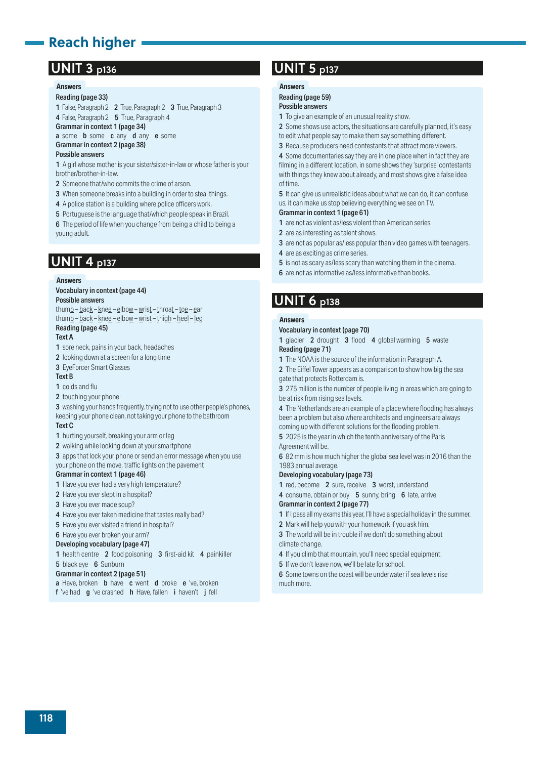# Reach higher

## UNIT 3 p136

**Answers**

**Reading (page 33)**

**1** False, Paragraph 2 **2** True, Paragraph 2 **3** True, Paragraph 3
**4** False, Paragraph 2 **5** True, Paragraph 4

**Grammar in context 1 (page 34)**

**a** some **b** some **c** any **d** any **e** some

**Grammar in context 2 (page 38)**

**Possible answers**

**1** A girl whose mother is your sister/sister-in-law or whose father is your brother/brother-in-law.
**2** Someone that/who commits the crime of arson.
**3** When someone breaks into a building in order to steal things.
**4** A police station is a building where police officers work.
**5** Portuguese is the language that/which people speak in Brazil.
**6** The period of life when you change from being a child to being a young adult.

## UNIT 4 p137

**Answers**

**Vocabulary in context (page 44)**

**Possible answers**

thumb – back – knee – elbow – wrist – throat – toe – ear
thumb – back – knee – elbow – wrist – thigh – heel – leg

**Reading (page 45)**

**Text A**

**1** sore neck, pains in your back, headaches
**2** looking down at a screen for a long time
**3** EyeForcer Smart Glasses

**Text B**

**1** colds and flu
**2** touching your phone
**3** washing your hands frequently, trying not to use other people's phones, keeping your phone clean, not taking your phone to the bathroom

**Text C**

**1** hurting yourself, breaking your arm or leg
**2** walking while looking down at your smartphone
**3** apps that lock your phone or send an error message when you use your phone on the move, traffic lights on the pavement

**Grammar in context 1 (page 46)**

**1** Have you ever had a very high temperature?
**2** Have you ever slept in a hospital?
**3** Have you ever made soup?
**4** Have you ever taken medicine that tastes really bad?
**5** Have you ever visited a friend in hospital?
**6** Have you ever broken your arm?

**Developing vocabulary (page 47)**

**1** health centre **2** food poisoning **3** first-aid kit **4** painkiller
**5** black eye **6** Sunburn

**Grammar in context 2 (page 51)**

**a** Have, broken **b** have **c** went **d** broke **e** 've, broken
**f** 've had **g** 've crashed **h** Have, fallen **i** haven't **j** fell

## UNIT 5 p137

**Answers**

**Reading (page 59)**

**Possible answers**

**1** To give an example of an unusual reality show.
**2** Some shows use actors, the situations are carefully planned, it's easy to edit what people say to make them say something different.
**3** Because producers need contestants that attract more viewers.
**4** Some documentaries say they are in one place when in fact they are filming in a different location, in some shows they 'surprise' contestants with things they knew about already, and most shows give a false idea of time.
**5** It can give us unrealistic ideas about what we can do, it can confuse us, it can make us stop believing everything we see on TV.

**Grammar in context 1 (page 61)**

**1** are not as violent as/less violent than American series.
**2** are as interesting as talent shows.
**3** are not as popular as/less popular than video games with teenagers.
**4** are as exciting as crime series.
**5** is not as scary as/less scary than watching them in the cinema.
**6** are not as informative as/less informative than books.

## UNIT 6 p138

**Answers**

**Vocabulary in context (page 70)**

**1** glacier **2** drought **3** flood **4** global warming **5** waste

**Reading (page 71)**

**1** The NOAA is the source of the information in Paragraph A.
**2** The Eiffel Tower appears as a comparison to show how big the sea gate that protects Rotterdam is.
**3** 275 million is the number of people living in areas which are going to be at risk from rising sea levels.
**4** The Netherlands are an example of a place where flooding has always been a problem but also where architects and engineers are always coming up with different solutions for the flooding problem.
**5** 2025 is the year in which the tenth anniversary of the Paris Agreement will be.
**6** 82 mm is how much higher the global sea level was in 2016 than the 1983 annual average.

**Developing vocabulary (page 73)**

**1** red, become **2** sure, receive **3** worst, understand
**4** consume, obtain or buy **5** sunny, bring **6** late, arrive

**Grammar in context 2 (page 77)**

**1** If I pass all my exams this year, I'll have a special holiday in the summer.
**2** Mark will help you with your homework if you ask him.
**3** The world will be in trouble if we don't do something about climate change.
**4** If you climb that mountain, you'll need special equipment.
**5** If we don't leave now, we'll be late for school.
**6** Some towns on the coast will be underwater if sea levels rise much more.